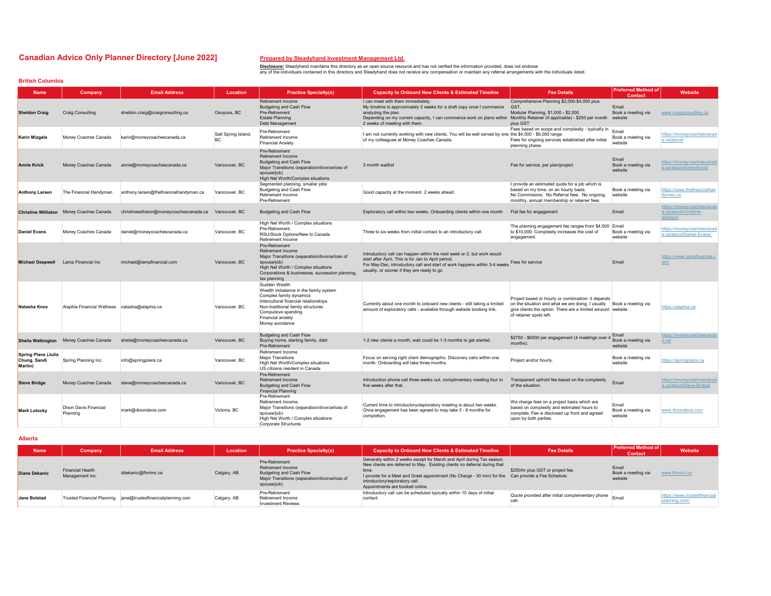# Canadian Advice Only Planner Directory [June 2022]

**Prepared by Steadyhand Investment Management Ltd.**

**Disclosure:** Steadyhand maintains this directory as an open source resource and has not verified the information provided, does not endorse any of the individuals contained in this directory and Steadyhand does not receive any compensation or maintain any referral arrangements with the individuals listed.

## British Columbia

| Name | Company | Email Address | Location | Practice Specialty(s) | Capacity to Onboard New Clients & Estimated Timeline | Fee Details | Preferred Method of Contact | Website |
|---|---|---|---|---|---|---|---|---|
| **Sheldon Craig** | Craig Consulting | sheldon.craig@craigconsulting.ca | Osoyoos, BC | Retirement Income<br>Budgeting and Cash Flow<br>Pre-Retirement<br>Estate Planning<br>Debt Management | I can meet with them immediately.<br>My timeline is approximately 2 weeks for a draft copy once I commence analyzing the plan.<br>Depending on my current capacity, I can commence work on plans within 2 weeks of meeting with them. | Comprehensive Planning $2,000-$4,000 plus GST.<br>Modular Planning, $1,000 - $2,000.<br>Monthly Retainer (if applicable) - $250 per month plus GST | Email<br>Book a meeting via website | www.craigconsulting.ca |
| **Karin Mizgala** | Money Coaches Canada | karin@moneycoachescanada.ca | Salt Spring Island, BC | Pre-Retirement<br>Retirement Income<br>Financial Anxiety | I am not currently working with new clients. You will be well served by one of my colleagues at Money Coaches Canada. | Fees based on scope and complexity - typically in the $4,000 - $6,000 range.<br>Fees for ongoing services established after initial planning phase. | Email<br>Book a meeting via website | https://moneycoachescanada.ca/about/ |
| **Annie Kvick** | Money Coaches Canada | annie@moneycoachescanada.ca | Vancouver, BC | Pre-Retirement<br>Retirement Income<br>Budgeting and Cash Flow<br>Major Transitions (separation/divorce/loss of spouse/job)<br>High Net Worth/Complex situations | 3 month waitlist | Fee for service, per plan/project | Email<br>Book a meeting via website | https://moneycoachescanada.ca/about/Annie-Kvick/ |
| **Anthony Larsen** | The Financial Handyman | anthony.larsen@thefinancialhandyman.ca | Vancouver, BC | Segmented planning, smaller jobs<br>Budgeting and Cash Flow<br>Retirement Income<br>Pre-Retirement | Good capacity at the moment. 2 weeks ahead. | I provide an estimated quote for a job which is based on my time, on an hourly basis.<br>No Commisions. No Referral fees. No ongoing, monthly, annual membership or retainer fees. | Book a meeting via website | https://www.thefinancialhandyman.ca |
| **Christine Williston** | Money Coaches Canada | christinewilliston@moneycoachescanada.ca | Vancouver, BC | Budgeting and Cash Flow | Exploratory call within two weeks, Onboarding clients within one month | Flat fee for engagement | Email | https://moneycoachescanada.ca/about/christine-williston/ |
| **Daniel Evans** | Money Coaches Canada | daniel@moneycoachescanada.ca | Vancouver, BC | High Net Worth / Complex situations<br>Pre-Retirement<br>RSU/Stock Options/New to Canada<br>Retirement Income | Three to six weeks from initial contact to an introductory call. | The planning engagement fee ranges from $4,500 to $10,000. Complexity increases the cost of engagement. | Email<br>Book a meeting via website | https://moneycoachescanada.ca/about/Daniel-Evans/ |
| **Michael Deepwell** | Lamp Financial Inc | michael@lampfinancial.com | Vancouver, BC | Pre-Retirement<br>Retirement Income<br>Major Transitions (separation/divorce/loss of spouse/job)<br>High Net Worth / Complex situations<br>Corporations & businesses, succession planning, tax planning | Introductory call can happen within the next week or 2, but work would start after April. This is for Jan to April period.<br>For May-Dec, introductory call and start of work happens within 3-4 weeks usually, or sooner if they are ready to go | Fees for service | Email | https://www.lampfinancial.com/ |
| **Natasha Knox** | Alaphia Financial Wellness | natasha@alaphia.ca | Vancouver, BC | Sudden Wealth<br>Wealth imbalance in the family system<br>Complex family dynamics<br>Intercultural financial relationships<br>Non-traditional family structures<br>Compulsive spending<br>Financial anxiety<br>Money avoidance | Currently about one month to onboard new clients - still taking a limited amount of exploratory calls - available through website booking link. | Project based or hourly or combination- it depends on the situation and what we are doing. I usually give clients the option. There are a limited amount of retainer spots left. | Book a meeting via website | https://alaphia.ca |
| **Sheila Walkington** | Money Coaches Canada | sheila@moneycoachescanada.ca | Vancouver, BC | Budgeting and Cash Flow<br>Buying home, starting family, debt<br>Pre-Retirement | 1-2 new clients a month, wait could be 1-3 months to get started. | $2750 - $6000 per engagement (4 meetings over 4 months). | Email<br>Book a meeting via website | https://moneycoachescanada.ca/ |
| **Spring Plans (Julia Chung, Sandi Martin)** | Spring Planning Inc. | info@springplans.ca | Vancouver, BC | Retirement Income<br>Major Transitions<br>High Net Worth/Complex situations<br>US citizens resident in Canada | Focus on serving right client demographic. Discovery calls within one month. Onboarding will take three months. | Project and/or hourly. | Book a meeting via website | https://springplans.ca |
| **Steve Bridge** | Money Coaches Canada | steve@moneycoachescanada.ca | Vancouver, BC | Pre-Retirement<br>Retirement Income<br>Budgeting and Cash Flow<br>Financial Planning | Introduction phone call three weeks out, complimentary meeting four to five weeks after that. | Transparent upfront fee based on the complexity of the situation. | Email | https://moneycoachescanada.ca/about/Steve-Bridge/ |
| **Mark Lotocky** | Dixon Davis Financial Planning | mark@dixondavis.com | Victoria, BC | Pre-Retirement<br>Retirement Income;<br>Major Transitions (separation/divorce/loss of spouse/job)<br>High Net Worth / Complex situations<br>Corporate Structures | Current time to introductory/exploratory meeting is about two weeks. Once engagement has been agreed to may take 3 - 6 months for completion. | We charge fees on a project basis which are based on complexity and estimated hours to complete. Fee is disclosed up front and agreed upon by both parties. | Email<br>Book a meeting via website | www.dixondavis.com |

## Alberta

| Name | Company | Email Address | Location | Practice Specialty(s) | Capacity to Onboard New Clients & Estimated Timeline | Fee Details | Preferred Method of Contact | Website |
|---|---|---|---|---|---|---|---|---|
| **Diane Dekanic** | Financial Health Management Inc. | ddekanic@fhminc.ca | Calgary, AB | Pre-Retirement<br>Retirement Income<br>Budgeting and Cash Flow<br>Major Transitions (separation/divorce/loss of spouse/job) | Generally within 2 weeks except for March and April during Tax season. New clients are deferred to May. Existing clients no deferral during that time.<br>I provide for a Meet and Greet appointment (No Charge - 30 min) for the introductory/exploratory call.<br>Appointments are booked online. | $250/hr plus GST or project fee.<br>Can provide a Fee Schedule. | Email<br>Book a meeting via website | www.fhminc.ca |
| **Jane Bolstad** | Trusted Financial Planning | jane@trustedfinancialplanning.com | Calgary, AB | Pre-Retirement<br>Retirement Income<br>Investment Reviews | Introductory call can be scheduled typically within 10 days of initial contact. | Quote provided after initial complementary phone call. | Email | https://www.trustedfinancialplanning.com/ |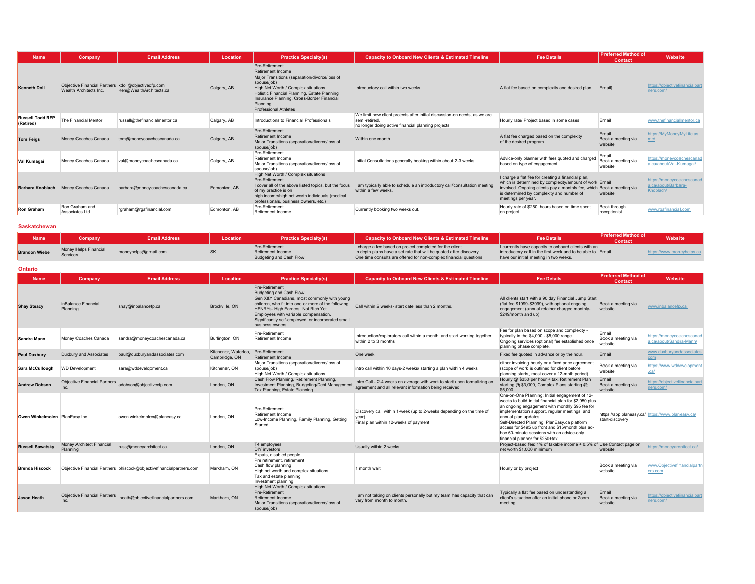| Name | Company | Email Address | Location | Practice Specialty(s) | Capacity to Onboard New Clients & Estimated Timeline | Fee Details | Preferred Method of Contact | Website |
|---|---|---|---|---|---|---|---|---|
| **Kenneth Doll** | Objective Financial Partners Wealth Architects Inc. | kdoll@objectivecfp.com Ken@WealthArchitects.ca | Calgary, AB | Pre-Retirement<br>Retirement Income<br>Major Transitions (separation/divorce/loss of spouse/job)<br>High Net Worth / Complex situations<br>Holistic Financial Planning, Estate Planning<br>Insurance Planning, Cross-Border Financial Planning<br>Professional Athletes | Introductory call within two weeks. | A flat fee based on complexity and desired plan. | Email] | https://objectivefinancialpartners.com/ |
| **Russell Todd RFP (Retired)** | The Financial Mentor | russell@thefinancialmentor.ca | Calgary, AB | Introductions to Financial Professionals | We limit new client projects after initial discussion on needs, as we are semi-retired,<br>no longer doing active financial planning projects. | Hourly rate/ Project based in some cases | Email | www.thefinancialmentor.ca |
| **Tom Feigs** | Money Coaches Canada | tom@moneycoachescanada.ca | Calgary, AB | Pre-Retirement<br>Retirement Income<br>Major Transitions (separation/divorce/loss of spouse/job) | Within one month | A flat fee charged based on the complexity of the desired program | Email<br>Book a meeting via website | https://MyMoneyMyLife.as.me/ |
| **Val Kumagai** | Money Coaches Canada | val@moneycoachescanada.ca | Calgary, AB | Pre-Retirement<br>Retirement Income<br>Major Transitions (separation/divorce/loss of spouse/job) | Initial Consultations generally booking within about 2-3 weeks. | Advice-only planner with fees quoted and charged based on type of engagement. | Email<br>Book a meeting via website | https://moneycoachescanada.ca/about/Val-Kumagai/ |
| **Barbara Knoblach** | Money Coaches Canada | barbara@moneycoachescanada.ca | Edmonton, AB | High Net Worth / Complex situations<br>Pre-Retirement<br>I cover all of the above listed topics, but the focus of my practice is on<br>high income/high net worth individuals (medical professionals, business owners, etc.) | I am typically able to schedule an introductory call/consultation meeting within a few weeks. | I charge a flat fee for creating a financial plan, which is determined by complexity/amount of work involved. Ongoing clients pay a monthly fee, which is determined by complexity and number of meetings per year. | Email<br>Book a meeting via website | https://moneycoachescanada.ca/about/Barbara-Knoblach/ |
| **Ron Graham** | Ron Graham and Associates Ltd. | rgraham@rgafinancial.com | Edmonton, AB | Pre-Retirement<br>Retirement Income | Currently booking two weeks out. | Hourly rate of $250, hours based on time spent on project. | Book through receptionist | www.rgafinancial.com |

## Saskatchewan

| Name | Company | Email Address | Location | Practice Specialty(s) | Capacity to Onboard New Clients & Estimated Timeline | Fee Details | Preferred Method of Contact | Website |
|---|---|---|---|---|---|---|---|---|
| **Brandon Wiebe** | Money Helps Financial Services | moneyhelps@gmail.com | SK | Pre-Retirement<br>Retirement Income<br>Budgeting and Cash Flow | I charge a fee based on project completed for the client.<br>In depth plans have a set rate that will be quoted after discovery.<br>One time consults are offered for non-complex financial questions. | I currently have capacity to onboard clients with an introductory call in the first week and to be able to have our initial meeting in two weeks. | Email | https://www.moneyhelps.ca |

## Ontario

| Name | Company | Email Address | Location | Practice Specialty(s) | Capacity to Onboard New Clients & Estimated Timeline | Fee Details | Preferred Method of Contact | Website |
|---|---|---|---|---|---|---|---|---|
| **Shay Steacy** | inBalance Financial Planning | shay@inbalancefp.ca | Brockville, ON | Pre-Retirement<br>Budgeting and Cash Flow<br>Gen X&Y Canadians, most commonly with young children, who fit into one or more of the following:<br>HENRYs- High Earners, Not Rich Yet.<br>Employees with variable compensation.<br>Significantly self-employed, or incorporated small business owners | Call within 2 weeks- start date less than 2 months. | All clients start with a 90 day Financial Jump Start (flat fee $1999-$3999), with optional ongoing engagement (annual retainer charged monthly- $249/month and up). | Book a meeting via website | www.inbalancefp.ca |
| **Sandra Mann** | Money Coaches Canada | sandra@moneycoachescanada.ca | Burlington, ON | Pre-Retirement<br>Retirement Income | Introduction/exploratory call within a month, and start working together within 2 to 3 months | Fee for plan based on scope and complexity - typically in the $4,000 - $5,000 range.<br>Ongoing services (optional) fee established once planning phase complete. | Email<br>Book a meeting via website | https://moneycoachescanada.ca/about/Sandra-Mann/ |
| **Paul Duxbury** | Duxbury and Associates | paul@duxburyandassociates.com | Kitchener, Waterloo, Cambridge, ON | Pre-Retirement<br>Retirement Income | One week | Fixed fee quoted in advance or by the hour. | Email | www.duxburyandassociates.com |
| **Sara McCullough** | WD Development | sara@wddevelopment.ca | Kitchener, ON | Major Transitions (separation/divorce/loss of spouse/job)<br>High Net Worth / Complex situations | intro call within 10 days-2 weeks/ starting a plan within 4 weeks | either invoicing hourly or a fixed price agreement (scope of work is outlined for client before planning starts, most cover a 12-mnth period) | Book a meeting via website | https://www.wddevelopment.ca/ |
| **Andrew Dobson** | Objective Financial Partners Inc. | adobson@objectivecfp.com | London, ON | Cash Flow Planning, Retirement Planning, Investment Planning, Budgeting/Debt Management, Tax Planning, Estate Planning | Intro Call - 2-4 weeks on average with work to start upon formalizing an agreement and all relevant information being received | Hourly @ $350 per hour + tax, Retirement Plan starting @ $3,000, Complex Plans starting @ $5,000 | Email<br>Book a meeting via website | https://objectivefinancialpartners.com/ |
| **Owen Winkelmolen** | PlanEasy Inc. | owen.winkelmolen@planeasy.ca | London, ON | Pre-Retirement<br>Retirement Income<br>Low-Income Planning, Family Planning, Getting Started | Discovery call within 1-week (up to 2-weeks depending on the time of year)<br>Final plan within 12-weeks of payment | One-on-One Planning: Initial engagement of 12-weeks to build initial financial plan for $2,950 plus an ongoing engagement with monthly $95 fee for implementation support, regular meetings, and annual plan updates<br>Self-Directed Planning: PlanEasy.ca platform access for $495 up front and $15/month plus ad-hoc 60-minute sessions with an advice-only financial planner for $250+tax | https://app.planeasy.ca/start-discovery | https://www.planeasy.ca/ |
| **Russell Sawatsky** | Money Architect Financial Planning | russ@moneyarchitect.ca | London, ON | T4 employees<br>DIY investors | Usually within 2 weeks | Project-based fee: 1% of taxable income + 0.5% of net worth $1,000 minimum | Use Contact page on website | https://moneyarchitect.ca/ |
| **Brenda Hiscock** | Objective Financial Partners | bhiscock@objectivefinancialpartners.com | Markham, ON | Expats, disabled people<br>Pre retirement, retirement<br>Cash flow planning<br>High net worth and complex situations<br>Tax and estate planning<br>Investment planning | 1 month wait | Hourly or by project | Book a meeting via website | www.Objectivefinancialpartners.com |
| **Jason Heath** | Objective Financial Partners Inc. | jheath@objectivefinancialpartners.com | Markham, ON | High Net Worth / Complex situations<br>Pre-Retirement<br>Retirement Income<br>Major Transitions (separation/divorce/loss of spouse/job) | I am not taking on clients personally but my team has capacity that can vary from month to month. | Typically a flat fee based on understanding a client's situation after an initial phone or Zoom meeting. | Email<br>Book a meeting via website | https://objectivefinancialpartners.com/ |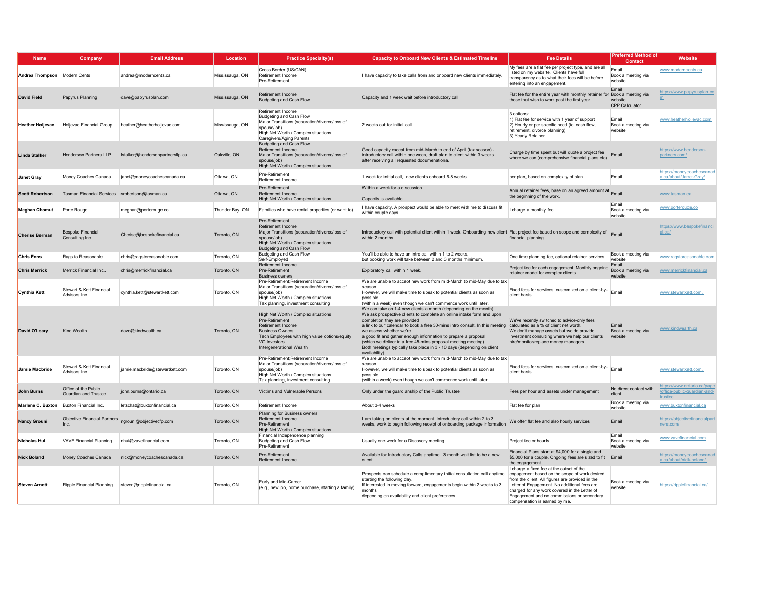| Name | Company | Email Address | Location | Practice Specialty(s) | Capacity to Onboard New Clients & Estimated Timeline | Fee Details | Preferred Method of Contact | Website |
|---|---|---|---|---|---|---|---|---|
| **Andrea Thompson** | Modern Cents | andrea@moderncents.ca | Mississauga, ON | Cross Border (US/CAN)<br>Retirement Income<br>Pre-Retirement | I have capacity to take calls from and onboard new clients immediately. | My fees are a flat fee per project type, and are all listed on my website. Clients have full transparency as to what their fees will be before entering into an engagement. | Email<br>Book a meeting via website | www.moderncents.ca |
| **David Field** | Papyrus Planning | dave@papyrusplan.com | Mississauga, ON | Retirement Income<br>Budgeting and Cash Flow | Capacity and 1 week wait before introductory call. | Flat fee for the entire year with monthly retainer for those that wish to work past the first year. | Email<br>Book a meeting via website<br>CPP Calculator | https://www.papyrusplan.com |
| **Heather Holjevac** | Holjevac Financial Group | heather@heatherholjevac.com | Mississauga, ON | Retirement Income<br>Budgeting and Cash Flow<br>Major Transitions (separation/divorce/loss of spouse/job)<br>High Net Worth / Complex situations<br>Caregivers/Aging Parents | 2 weeks out for initial call | 3 options:<br>1) Flat fee for service with 1 year of support<br>2) Hourly or per specific need (ie. cash flow, retirement, divorce planning)<br>3) Yearly Retainer | Email<br>Book a meeting via website | www.heatherholjevac.com |
| **Linda Stalker** | Henderson Partners LLP | lstalker@hendersonpartnersllp.ca | Oakville, ON | Budgeting and Cash Flow<br>Retirement Income<br>Major Transitions (separation/divorce/loss of spouse/job)<br>High Net Worth / Complex situations | Good capacity except from mid-March to end of April (tax season) - introductory call within one week, draft plan to client within 3 weeks after receiving all requested documenationa. | Charge by time spent but will quote a project fee where we can (comprehensive financial plans etc) | Email | https://www.henderson-partners.com/ |
| **Janet Gray** | Money Coaches Canada | janet@moneycoachescanada.ca | Ottawa, ON | Pre-Retirement<br>Retirement Income | 1 week for initial call, new clients onboard 6-8 weeks | per plan, based on complexity of plan | Email | https://moneycoachescanada.ca/about/Janet-Gray/ |
| **Scott Robertson** | Tasman Financial Services | srobertson@tasman.ca | Ottawa, ON | Pre-Retirement<br>Retirement Income<br>High Net Worth / Complex situations | Within a week for a discussion.<br><br>Capacity is available. | Annual retainer fees, base on an agreed amount at the beginning of the work. | Email | www.tasman.ca |
| **Meghan Chomut** | Porte Rouge | meghan@porterouge.co | Thunder Bay, ON | Families who have rental properties (or want to) | I have capacity. A prospect would be able to meet with me to discuss fit within couple days | I charge a monthly fee | Email<br>Book a meeting via website | www.porterouge.co |
| **Cherise Berman** | Bespoke Financial Consulting Inc. | Cherise@bespokefinancial.ca | Toronto, ON | Pre-Retirement<br>Retirement Income<br>Major Transitions (separation/divorce/loss of spouse/job)<br>High Net Worth / Complex situations<br>Budgeting and Cash Flow | Introductory call with potential client within 1 week. Onboarding new client within 2 months. | Flat project fee based on scope and complexity of financial planning | Email | https://www.bespokefinancial.ca/ |
| **Chris Enns** | Rags to Reasonable | chris@ragstoreasonable.com | Toronto, ON | Budgeting and Cash Flow<br>Self-Employed | You'll be able to have an intro call within 1 to 2 weeks,<br>but booking work will take between 2 and 3 months minimum. | One time planning fee, optional retainer services | Book a meeting via website | www.ragstoreasonable.com |
| **Chris Merrick** | Merrick Financial Inc,. | chris@merrickfinancial.ca | Toronto, ON | Retirement Income<br>Pre-Retirement<br>Business owners | Exploratory call within 1 week. | Project fee for each engagement. Monthly ongoing retainer model for complex clients | Email<br>Book a meeting via website | www.merrickfinancial.ca |
| **Cynthia Kett** | Stewart & Kett Financial Advisors Inc. | cynthia.kett@stewartkett.com | Toronto, ON | Pre-Retirement;Retirement Income<br>Major Transitions (separation/divorce/loss of spouse/job)<br>High Net Worth / Complex situations<br>Tax planning, investment consulting | We are unable to accept new work from mid-March to mid-May due to tax season.<br>However, we will make time to speak to potential clients as soon as possible<br>(within a week) even though we can't commence work until later. | Fixed fees for services, customized on a client-by-client basis. | Email | www.stewartkett.com. |
| **David O'Leary** | Kind Wealth | dave@kindwealth.ca | Toronto, ON | High Net Worth / Complex situations<br>Pre-Retirement<br>Retirement Income<br>Business Owners<br>Tech Employees with high value options/equity<br>VC Investors<br>Intergenerational Wealth | We can take on 1-4 new clients a month (depending on the month).<br>We ask prospective clients to complete an online intake form and upon completion they are provided<br>a link to our calendar to book a free 30-mins intro consult. In this meeting we assess whether we're<br>a good fit and gather enough information to prepare a proposal<br>(which we deliver in a free 45-mins proposal meeting meeting).<br>Both meetings typically take place in 3 - 10 days (depending on client availability). | We've recently switched to advice-only fees calculated as a % of client net worth.<br>We don't manage assets but we do provide investment consulting where we help our clients hire/monitor/replace money managers. | Email<br>Book a meeting via website | www.kindwealth.ca |
| **Jamie Macbride** | Stewart & Kett Financial Advisors Inc. | jamie.macbride@stewartkett.com | Toronto, ON | Pre-Retirement;Retirement Income<br>Major Transitions (separation/divorce/loss of spouse/job)<br>High Net Worth / Complex situations<br>Tax planning, investment consulting | We are unable to accept new work from mid-March to mid-May due to tax season.<br>However, we will make time to speak to potential clients as soon as possible<br>(within a week) even though we can't commence work until later. | Fixed fees for services, customized on a client-by-client basis. | Email | www.stewartkett.com. |
| **John Burns** | Office of the Public Guardian and Trustee | john.burns@ontario.ca | Toronto, ON | Victims and Vulnerable Persons | Only under the guardianship of the Public Trustee | Fees per hour and assets under management | No direct contact with client | https://www.ontario.ca/page/office-public-guardian-and-trustee |
| **Marlene C. Buxton** | Buxton Financial Inc. | letschat@buxtonfinancial.ca | Toronto, ON | Retirement Income | About 3-4 weeks | Flat fee for plan | Book a meeting via website | www.buxtonfinancial.ca |
| **Nancy Grouni** | Objective Financial Partners Inc. | ngrouni@objectivecfp.com | Toronto, ON | Planning for Business owners<br>Retirement Income<br>Pre-Retirement<br>High Net Worth / Complex situations | I am taking on clients at the moment. Introductory call within 2 to 3 weeks, work to begin following receipt of onboarding package information. | We offer flat fee and also hourly services | Email | https://objectivefinancialpartners.com/ |
| **Nicholas Hui** | VAVE Financial Planning | nhui@vavefinancial.com | Toronto, ON | Financial Independence planning<br>Budgeting and Cash Flow<br>Pre-Retirement | Usually one week for a Discovery meeting | Project fee or hourly. | Email<br>Book a meeting via website | www.vavefinancial.com |
| **Nick Boland** | Money Coaches Canada | nick@moneycoachescanada.ca | Toronto, ON | Pre-Retirement<br>Retirement Income | Available for Introductory Calls anytime. 3 month wait list to be a new client. | Financial Plans start at $4,000 for a single and $5,000 for a couple. Ongoing fees are sized to fit the engagement | Email | https://moneycoachescanada.ca/about/nick-boland/ |
| **Steven Arnott** | Ripple Financial Planning | steven@ripplefinancial.ca | Toronto, ON | Early and Mid-Career<br>(e.g., new job, home purchase, starting a family) | Prospects can schedule a complimentary initial consultation call anytime starting the following day.<br>If interested in moving forward, engagements begin within 2 weeks to 3 months<br>depending on availability and client preferences. | I charge a fixed fee at the outset of the engagement based on the scope of work desired from the client. All figures are provided in the Letter of Engagement. No additional fees are charged for any work covered in the Letter of Engagement and no commissions or secondary compensation is earned by me. | Book a meeting via website | https://ripplefinancial.ca/ |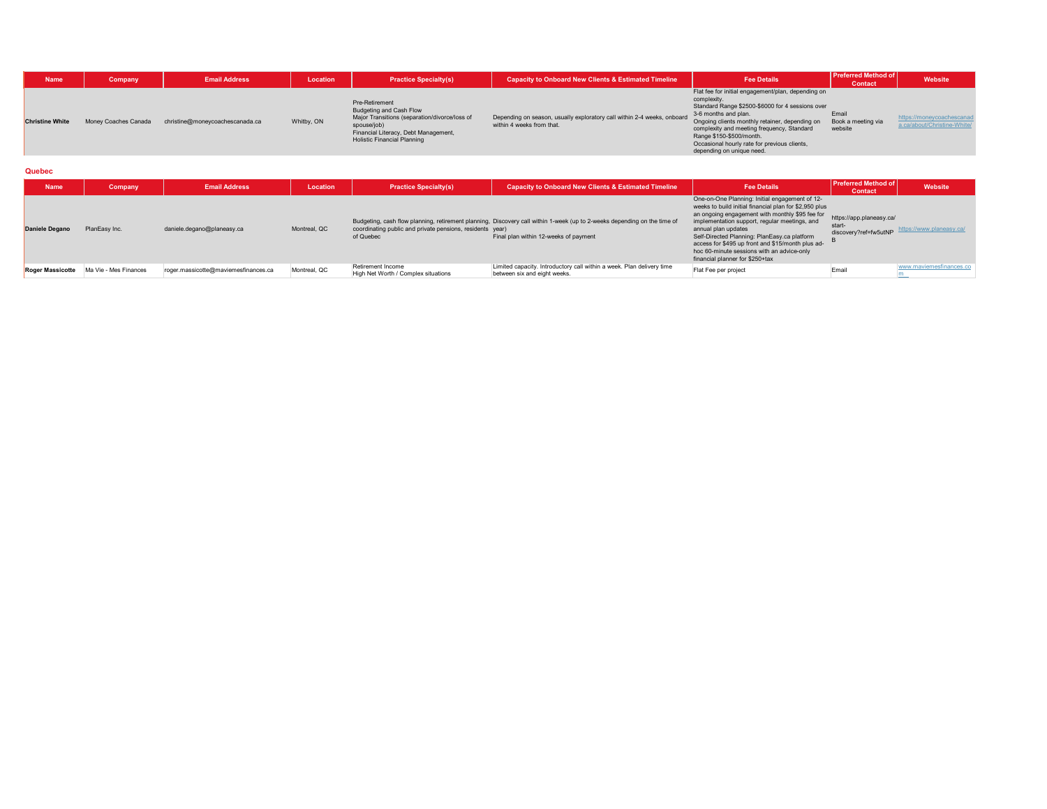| Name | Company | Email Address | Location | Practice Specialty(s) | Capacity to Onboard New Clients & Estimated Timeline | Fee Details | Preferred Method of Contact | Website |
|---|---|---|---|---|---|---|---|---|
| **Christine White** | Money Coaches Canada | christine@moneycoachescanada.ca | Whitby, ON | Pre-Retirement<br>Budgeting and Cash Flow<br>Major Transitions (separation/divorce/loss of spouse/job)<br>Financial Literacy, Debt Management,<br>Holistic Financial Planning | Depending on season, usually exploratory call within 2-4 weeks, onboard within 4 weeks from that. | Flat fee for initial engagement/plan, depending on complexity.<br>Standard Range $2500-$6000 for 4 sessions over 3-6 months and plan.<br>Ongoing clients monthly retainer, depending on complexity and meeting frequency, Standard Range $150-$500/month.<br>Occasional hourly rate for previous clients, depending on unique need. | Email<br>Book a meeting via website | https://moneycoachescanada.ca/about/Christine-White/ |

## Quebec

| Name | Company | Email Address | Location | Practice Specialty(s) | Capacity to Onboard New Clients & Estimated Timeline | Fee Details | Preferred Method of Contact | Website |
|---|---|---|---|---|---|---|---|---|
| **Daniele Degano** | PlanEasy Inc. | daniele.degano@planeasy.ca | Montreal, QC | Budgeting, cash flow planning, retirement planning, coordinating public and private pensions, residents of Quebec | Discovery call within 1-week (up to 2-weeks depending on the time of year)<br>Final plan within 12-weeks of payment | One-on-One Planning: Initial engagement of 12-weeks to build initial financial plan for $2,950 plus an ongoing engagement with monthly $95 fee for implementation support, regular meetings, and annual plan updates<br>Self-Directed Planning: PlanEasy.ca platform access for $495 up front and $15/month plus ad-hoc 60-minute sessions with an advice-only financial planner for $250+tax | https://app.planeasy.ca/start-discovery?ref=fw5utNPB | https://www.planeasy.ca/ |
| **Roger Massicotte** | Ma Vie - Mes Finances | roger.massicotte@maviemesfinances.ca | Montreal, QC | Retirement Income<br>High Net Worth / Complex situations | Limited capacity. Introductory call within a week. Plan delivery time between six and eight weeks. | Flat Fee per project | Email | www.maviemesfinances.com |